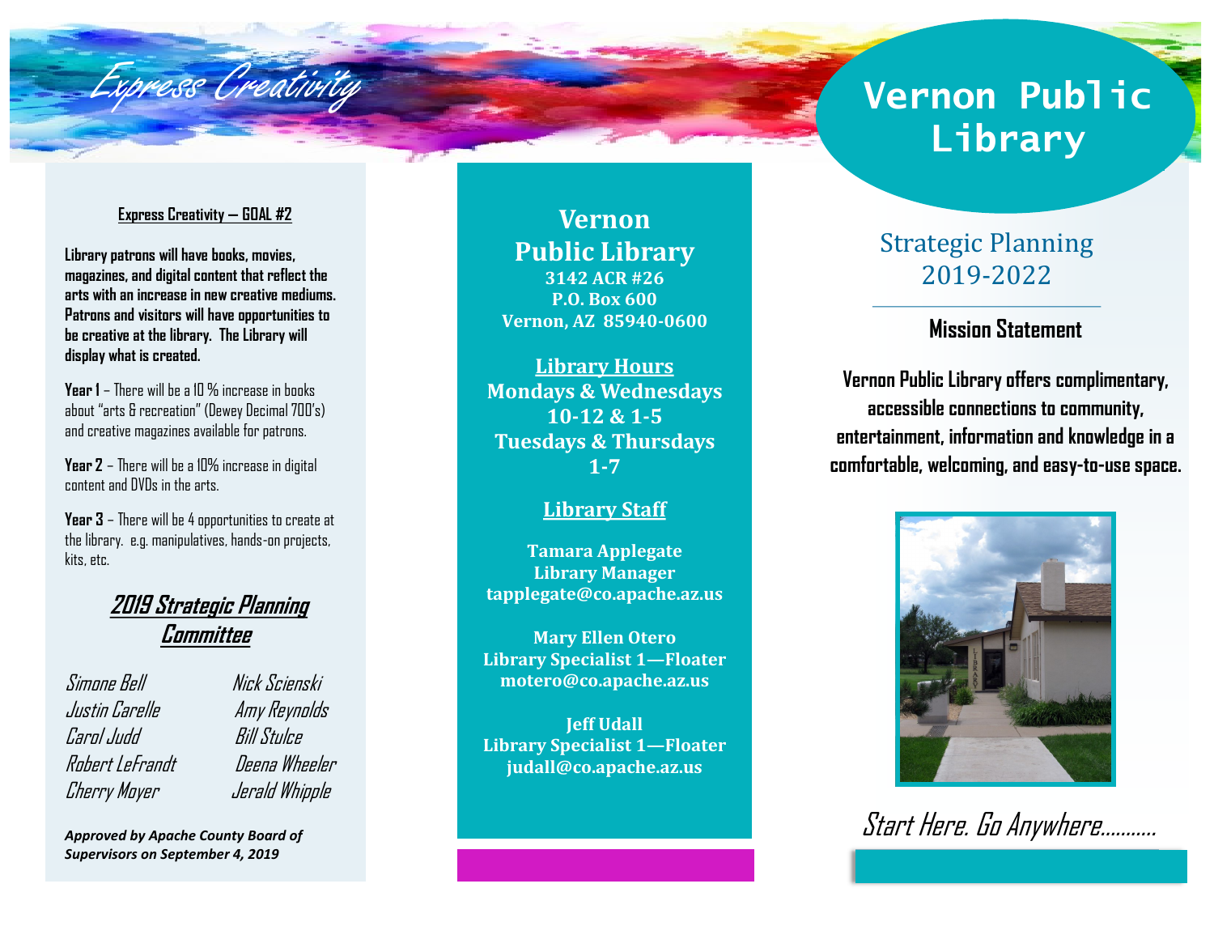*Express Creativity*

**Express Creativity — GOAL #2**

**Library patrons will have books, movies, magazines, and digital content that reflect the arts with an increase in new creative mediums. Patrons and visitors will have opportunities to be creative at the library. The Library will display what is created.**

**Year 1** – There will be a 10 % increase in books about "arts & recreation" (Dewey Decimal 700's) and creative magazines available for patrons.

**Year 2** – There will be a 10% increase in digital content and DVDs in the arts.

**Year 3** – There will be 4 opportunities to create at the library. e.g. manipulatives, hands-on projects, kits, etc.

## *2019 Strategic Planning Committee*

*Simone Bell*
*Justin Carelle*
*Carol Judd*
*Robert LeFrandt*
*Cherry Moyer*
*Nick Scienski*
*Amy Reynolds*
*Bill Stulce*
*Deena Wheeler*
*Jerald Whipple*

***Approved by Apache County Board of Supervisors on September 4, 2019***

## Vernon Public Library

**3142 ACR #26**
**P.O. Box 600**
**Vernon, AZ 85940-0600**

**Library Hours**

**Mondays & Wednesdays**
**10-12 & 1-5**
**Tuesdays & Thursdays**
**1-7**

**Library Staff**

**Tamara Applegate**
**Library Manager**
**tapplegate@co.apache.az.us**

**Mary Ellen Otero**
**Library Specialist 1—Floater**
**motero@co.apache.az.us**

**Jeff Udall**
**Library Specialist 1—Floater**
**judall@co.apache.az.us**

# Vernon Public Library

## Strategic Planning 2019-2022

### Mission Statement

**Vernon Public Library offers complimentary, accessible connections to community, entertainment, information and knowledge in a comfortable, welcoming, and easy-to-use space.**

*Start Here. Go Anywhere...........*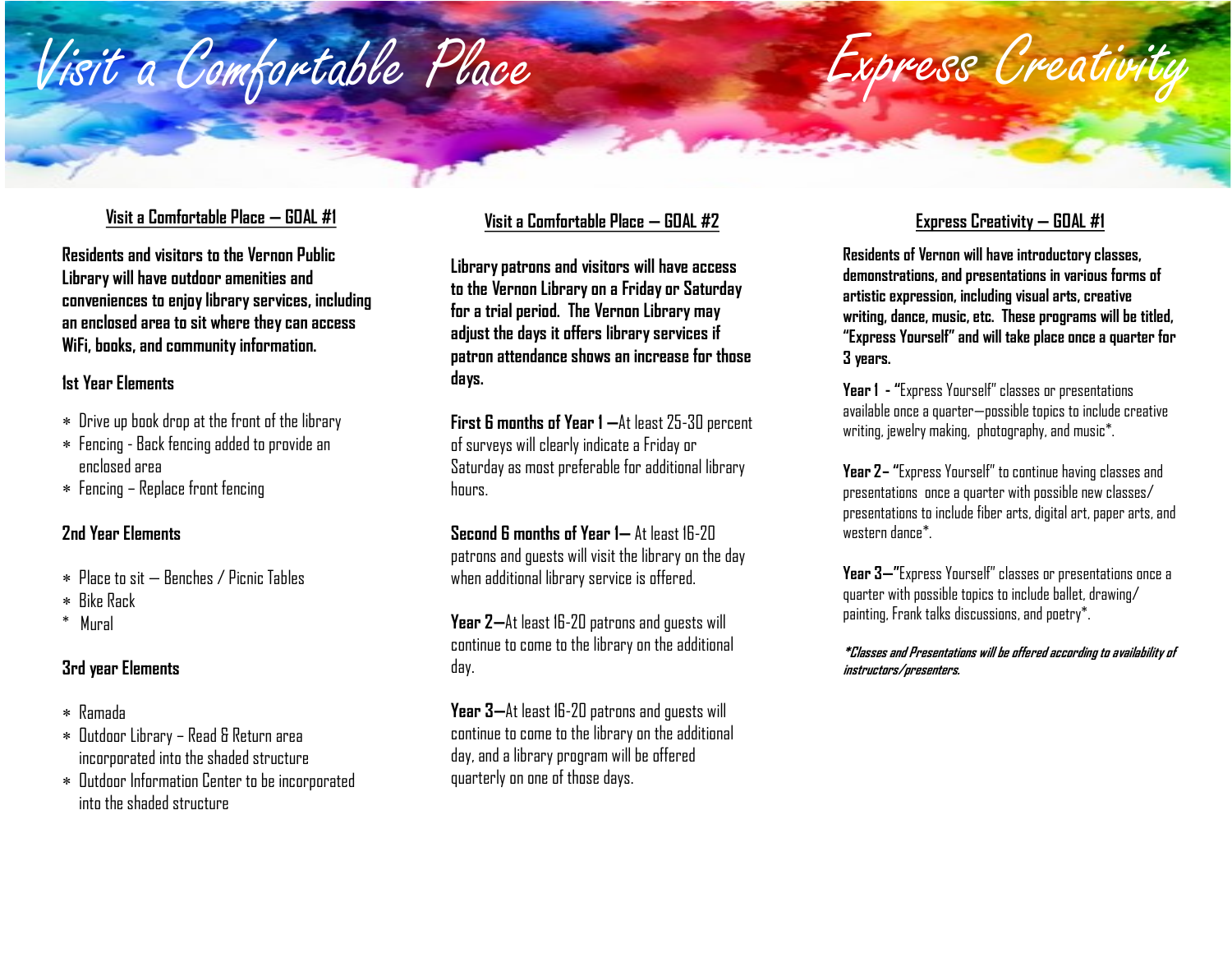# Visit a Comfortable Place

# Express Creativity

## Visit a Comfortable Place — GOAL #1

**Residents and visitors to the Vernon Public Library will have outdoor amenities and conveniences to enjoy library services, including an enclosed area to sit where they can access WiFi, books, and community information.**

### 1st Year Elements

- Drive up book drop at the front of the library
- Fencing - Back fencing added to provide an enclosed area
- Fencing – Replace front fencing

### 2nd Year Elements

- Place to sit — Benches / Picnic Tables
- Bike Rack
- Mural

### 3rd year Elements

- Ramada
- Outdoor Library – Read & Return area incorporated into the shaded structure
- Outdoor Information Center to be incorporated into the shaded structure

## Visit a Comfortable Place — GOAL #2

**Library patrons and visitors will have access to the Vernon Library on a Friday or Saturday for a trial period. The Vernon Library may adjust the days it offers library services if patron attendance shows an increase for those days.**

**First 6 months of Year 1 —**At least 25-30 percent of surveys will clearly indicate a Friday or Saturday as most preferable for additional library hours.

**Second 6 months of Year 1—** At least 16-20 patrons and guests will visit the library on the day when additional library service is offered.

**Year 2—**At least 16-20 patrons and guests will continue to come to the library on the additional day.

**Year 3—**At least 16-20 patrons and guests will continue to come to the library on the additional day, and a library program will be offered quarterly on one of those days.

## Express Creativity — GOAL #1

**Residents of Vernon will have introductory classes, demonstrations, and presentations in various forms of artistic expression, including visual arts, creative writing, dance, music, etc. These programs will be titled, "Express Yourself" and will take place once a quarter for 3 years.**

**Year 1 - "**Express Yourself" classes or presentations available once a quarter—possible topics to include creative writing, jewelry making, photography, and music*.

**Year 2– "**Express Yourself" to continue having classes and presentations once a quarter with possible new classes/ presentations to include fiber arts, digital art, paper arts, and western dance*.

**Year 3—"**Express Yourself" classes or presentations once a quarter with possible topics to include ballet, drawing/ painting, Frank talks discussions, and poetry*.

***Classes and Presentations will be offered according to availability of instructors/presenters.***